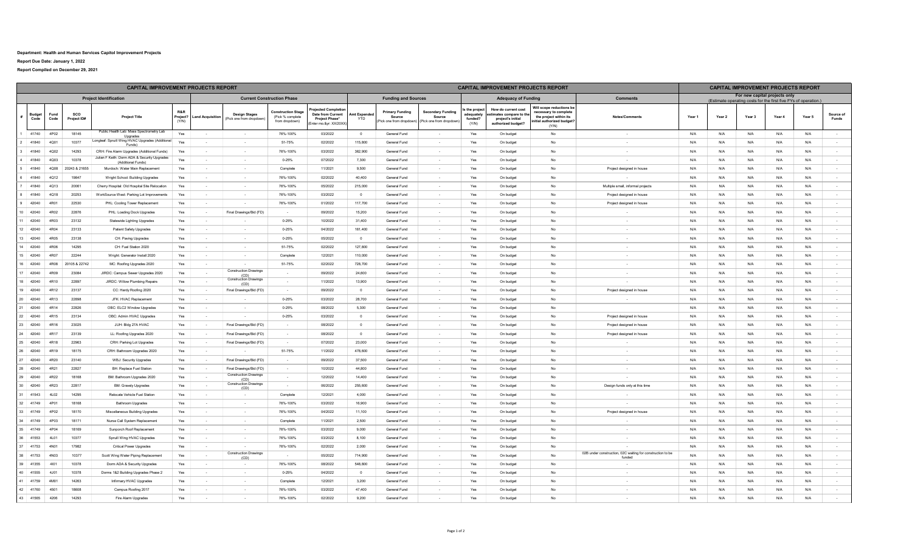**Department: Health and Human Services Capitol Improvement Projects**

**Report Due Date: January 1, 2022**

**Report Compiled on December 29, 2021**

| CAPITAL IMPROVEMENT PROJECTS REPORT | | | | | | | | | | | CAPITAL IMPROVEMENT PROJECTS REPORT | | | | | | | | | CAPITAL IMPROVEMENT PROJECTS REPORT | | | | | |
|---|---|---|---|---|---|---|---|---|---|---|---|---|---|---|---|---|---|---|---|---|---|---|---|---|---|
| Project Identification | | | | | | Current Construction Phase | | | | Funding and Sources | | | | Adequacy of Funding | | | Comments | For new capital projects only (Estimate operating costs for the first five FYs of operation.) | | | | | |
| # | Budget Code | Fund Code | SCO Project ID# | Project Title | R&R Project? (Y/N) | Land Acquisition | Design Stages (Pick one from dropdown) | Construction Stage (Pick % complete from dropdown) | Projected Completion Date from Current Project Phase* (Enter mo.&yr: XX/20XX) | Amt Expended YTD | Primary Funding Source (Pick one from dropdown) | Secondary Funding Source (Pick one from dropdown) | Is the project adequately funded? (Y/N) | How do current cost estimates compare to the project's initial authorized budget? | Will scope reductions be necessary to complete the project within its initial authorized budget? (Y/N) | Notes/Comments | Year 1 | Year 2 | Year 3 | Year 4 | Year 5 | Source of Funds |
| 1 | 41740 | 4P02 | 18145 | Public Health Lab: Mass Spectrometry Lab Upgrades | Yes | - | - | 76%-100% | 03/2022 | 0 | General Fund | - | Yes | On budget | No | - | N/A | N/A | N/A | N/A | N/A | - |
| 2 | 41840 | 4Q01 | 10377 | Longleaf: Spruill Wing HVAC Upgrades (Additional Funds) | Yes | - | - | 51-75% | 02/2022 | 115,800 | General Fund | - | Yes | On budget | No | - | N/A | N/A | N/A | N/A | N/A | - |
| 3 | 41840 | 4Q02 | 14293 | CRH: Fire Alarm Upgrades (Additional Funds) | Yes | - | - | 76%-100% | 03/2022 | 362,900 | General Fund | - | Yes | On budget | No | - | N/A | N/A | N/A | N/A | N/A | - |
| 4 | 41840 | 4Q03 | 10378 | Julian F Keith: Dorm ADA & Security Upgrades (Additional Funds) | Yes | - | - | 0-25% | 07/2022 | 7,300 | General Fund | - | Yes | On budget | No | - | N/A | N/A | N/A | N/A | N/A | - |
| 5 | 41840 | 4Q08 | 20243 & 21655 | Murdoch: Water Main Replacement | Yes | - | - | Complete | 11/2021 | 9,500 | General Fund | - | Yes | On budget | No | Project designed in house | N/A | N/A | N/A | N/A | N/A | - |
| 6 | 41840 | 4Q12 | 19847 | Wright School: Building Upgrades | Yes | - | - | 76%-100% | 02/2022 | 40,400 | General Fund | - | Yes | On budget | No | - | N/A | N/A | N/A | N/A | N/A | - |
| 7 | 41840 | 4Q13 | 20061 | Cherry Hospital: Old Hospital Site Relocation | Yes | - | - | 76%-100% | 05/2022 | 215,000 | General Fund | - | Yes | On budget | No | Multiple small, informal projects | N/A | N/A | N/A | N/A | N/A | - |
| 8 | 41840 | 4Q18 | 20253 | WorkSource West: Parking Lot Improvements | Yes | - | - | 76%-100% | 03/2022 | 0 | General Fund | - | Yes | On budget | No | Project designed in house | N/A | N/A | N/A | N/A | N/A | - |
| 9 | 42040 | 4R01 | 22530 | PHL: Cooling Tower Replacement | Yes | - | - | 76%-100% | 01/2022 | 117,700 | General Fund | - | Yes | On budget | No | Project designed in house | N/A | N/A | N/A | N/A | N/A | - |
| 10 | 42040 | 4R02 | 22876 | PHL: Loading Dock Upgrades | Yes | - | Final Drawings/Bid (FD) | - | 09/2022 | 15,200 | General Fund | - | Yes | On budget | No | - | N/A | N/A | N/A | N/A | N/A | - |
| 11 | 42040 | 4R03 | 23132 | Statewide Lighting Upgrades | Yes | - | - | 0-25% | 10/2022 | 31,400 | General Fund | - | Yes | On budget | No | - | N/A | N/A | N/A | N/A | N/A | - |
| 12 | 42040 | 4R04 | 23133 | Patient Safety Upgrades | Yes | - | - | 0-25% | 04/2022 | 161,400 | General Fund | - | Yes | On budget | No | - | N/A | N/A | N/A | N/A | N/A | - |
| 13 | 42040 | 4R05 | 23138 | CH: Paving Upgrades | Yes | - | - | 0-25% | 05/2022 | 0 | General Fund | - | Yes | On budget | No | - | N/A | N/A | N/A | N/A | N/A | - |
| 14 | 42040 | 4R06 | 14295 | CH: Fuel Station 2020 | Yes | - | - | 51-75% | 02/2022 | 127,800 | General Fund | - | Yes | On budget | No | - | N/A | N/A | N/A | N/A | N/A | - |
| 15 | 42040 | 4R07 | 22244 | Wright: Generator Install 2020 | Yes | - | - | Complete | 12/2021 | 110,000 | General Fund | - | Yes | On budget | No | - | N/A | N/A | N/A | N/A | N/A | - |
| 16 | 42040 | 4R08 | 20105 & 22742 | MC: Roofing Upgrades 2020 | Yes | - | - | 51-75% | 02/2022 | 728,700 | General Fund | - | Yes | On budget | No | - | N/A | N/A | N/A | N/A | N/A | - |
| 17 | 42040 | 4R09 | 23084 | JIRDC: Campus Sewer Upgrades 2020 | Yes | - | Construction Drawings (CD) | - | 09/2022 | 24,600 | General Fund | - | Yes | On budget | No | - | N/A | N/A | N/A | N/A | N/A | - |
| 18 | 42040 | 4R10 | 22897 | JIRDC: Willow Plumbing Repairs | Yes | - | Construction Drawings (CD) | - | 11/2022 | 13,900 | General Fund | - | Yes | On budget | No | - | N/A | N/A | N/A | N/A | N/A | - |
| 19 | 42040 | 4R12 | 23137 | CC: Hardy Roofing 2020 | Yes | - | Final Drawings/Bid (FD) | - | 09/2022 | 0 | General Fund | - | Yes | On budget | No | Project designed in house | N/A | N/A | N/A | N/A | N/A | - |
| 20 | 42040 | 4R13 | 22898 | JFK: HVAC Replacement | Yes | - | - | 0-25% | 03/2022 | 28,700 | General Fund | - | Yes | On budget | No | - | N/A | N/A | N/A | N/A | N/A | - |
| 21 | 42040 | 4R14 | 22826 | OBC: ELC2 Window Upgrades | Yes | - | - | 0-25% | 08/2022 | 5,300 | General Fund | - | Yes | On budget | No | - | N/A | N/A | N/A | N/A | N/A | - |
| 22 | 42040 | 4R15 | 23134 | OBC: Admin HVAC Upgrades | Yes | - | - | 0-25% | 03/2022 | 0 | General Fund | - | Yes | On budget | No | Project designed in house | N/A | N/A | N/A | N/A | N/A | - |
| 23 | 42040 | 4R16 | 23025 | JUH: Bldg 27A HVAC | Yes | - | Final Drawings/Bid (FD) | - | 08/2022 | 0 | General Fund | - | Yes | On budget | No | Project designed in house | N/A | N/A | N/A | N/A | N/A | - |
| 24 | 42040 | 4R17 | 23139 | LL: Roofing Upgrades 2020 | Yes | - | Final Drawings/Bid (FD) | - | 08/2022 | 0 | General Fund | - | Yes | On budget | No | Project designed in house | N/A | N/A | N/A | N/A | N/A | - |
| 25 | 42040 | 4R18 | 22963 | CRH: Parking Lot Upgrades | Yes | - | Final Drawings/Bid (FD) | - | 07/2022 | 23,000 | General Fund | - | Yes | On budget | No | - | N/A | N/A | N/A | N/A | N/A | - |
| 26 | 42040 | 4R19 | 18175 | CRH: Bathroom Upgrades 2020 | Yes | - | - | 51-75% | 11/2022 | 478,600 | General Fund | - | Yes | On budget | No | - | N/A | N/A | N/A | N/A | N/A | - |
| 27 | 42040 | 4R20 | 23140 | WBJ: Security Upgrades | Yes | - | Final Drawings/Bid (FD) | - | 09/2022 | 37,500 | General Fund | - | Yes | On budget | No | - | N/A | N/A | N/A | N/A | N/A | - |
| 28 | 42040 | 4R21 | 22827 | BH: Replace Fuel Station | Yes | - | Final Drawings/Bid (FD) | - | 10/2022 | 44,800 | General Fund | - | Yes | On budget | No | - | N/A | N/A | N/A | N/A | N/A | - |
| 29 | 42040 | 4R22 | 18168 | BM: Bathroom Upgrades 2020 | Yes | - | Construction Drawings (CD) | - | 12/2022 | 14,400 | General Fund | - | Yes | On budget | No | - | N/A | N/A | N/A | N/A | N/A | - |
| 30 | 42040 | 4R23 | 22817 | BM: Gravely Upgrades | Yes | - | Construction Drawings (CD) | - | 06/2022 | 255,600 | General Fund | - | Yes | On budget | No | Design funds only at this time | N/A | N/A | N/A | N/A | N/A | - |
| 31 | 41543 | 4L02 | 14295 | Relocate Vehicle Fuel Station | Yes | - | - | Complete | 12/2021 | 4,000 | General Fund | - | Yes | On budget | No | - | N/A | N/A | N/A | N/A | N/A | - |
| 32 | 41749 | 4P01 | 18168 | Bathroom Upgrades | Yes | - | - | 76%-100% | 03/2022 | 16,900 | General Fund | - | Yes | On budget | No | - | N/A | N/A | N/A | N/A | N/A | - |
| 33 | 41749 | 4P02 | 18170 | Miscellaneous Building Upgrades | Yes | - | - | 76%-100% | 04/2022 | 11,100 | General Fund | - | Yes | On budget | No | Project designed in house | N/A | N/A | N/A | N/A | N/A | - |
| 34 | 41749 | 4P03 | 18171 | Nurse Call System Replacement | Yes | - | - | Complete | 11/2021 | 2,500 | General Fund | - | Yes | On budget | No | - | N/A | N/A | N/A | N/A | N/A | - |
| 35 | 41749 | 4P04 | 18169 | Sunporch Roof Replacement | Yes | - | - | 76%-100% | 03/2022 | 9,000 | General Fund | - | Yes | On budget | No | - | N/A | N/A | N/A | N/A | N/A | - |
| 36 | 41553 | 4L01 | 10377 | Spruill Wing HVAC Upgrades | Yes | - | - | 76%-100% | 03/2022 | 8,100 | General Fund | - | Yes | On budget | No | - | N/A | N/A | N/A | N/A | N/A | - |
| 37 | 41753 | 4N01 | 17982 | Critical Power Upgrades | Yes | - | - | 76%-100% | 02/2022 | 2,000 | General Fund | - | Yes | On budget | No | - | N/A | N/A | N/A | N/A | N/A | - |
| 38 | 41753 | 4N03 | 10377 | Scott Wing Water Piping Replacement | Yes | - | Construction Drawings (CD) | - | 05/2022 | 714,900 | General Fund | - | Yes | On budget | No | 02B under construction, 02C waiting for construction to be funded | N/A | N/A | N/A | N/A | N/A | - |
| 39 | 41355 | 4I01 | 10378 | Dorm ADA & Security Upgrades | Yes | - | - | 76%-100% | 08/2022 | 548,800 | General Fund | - | Yes | On budget | No | - | N/A | N/A | N/A | N/A | N/A | - |
| 40 | 41555 | 4J01 | 10378 | Dorms 1&2 Building Upgrades Phase 2 | Yes | - | - | 0-25% | 04/2022 | 0 | General Fund | - | Yes | On budget | No | - | N/A | N/A | N/A | N/A | N/A | - |
| 41 | 41759 | 4M01 | 14263 | Infirmary HVAC Upgrades | Yes | - | - | Complete | 12/2021 | 3,200 | General Fund | - | Yes | On budget | No | - | N/A | N/A | N/A | N/A | N/A | - |
| 42 | 41760 | 4S01 | 18608 | Campus Roofing 2017 | Yes | - | - | 76%-100% | 03/2022 | 47,400 | General Fund | - | Yes | On budget | No | - | N/A | N/A | N/A | N/A | N/A | - |
| 43 | 41565 | 4206 | 14293 | Fire Alarm Upgrades | Yes | - | - | 76%-100% | 02/2022 | 9,200 | General Fund | - | Yes | On budget | No | - | N/A | N/A | N/A | N/A | N/A | - |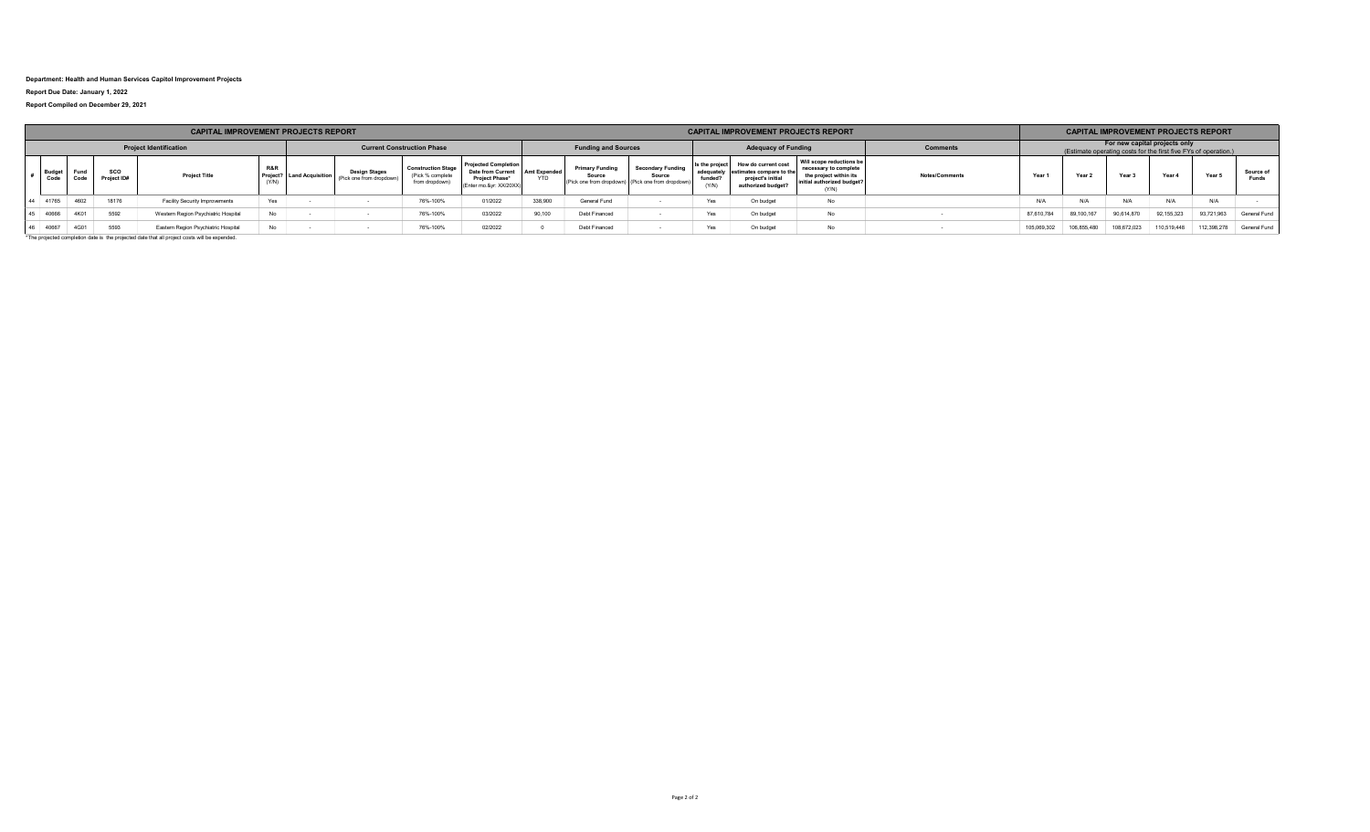**Department: Health and Human Services Capitol Improvement Projects**

**Report Due Date: January 1, 2022**

**Report Compiled on December 29, 2021**

| CAPITAL IMPROVEMENT PROJECTS REPORT | | | | | | | | | | | | | CAPITAL IMPROVEMENT PROJECTS REPORT | | | | | | CAPITAL IMPROVEMENT PROJECTS REPORT | | | | | |
|---|---|---|---|---|---|---|---|---|---|---|---|---|---|---|---|---|---|---|---|---|---|---|---|---|
| Project Identification | | | | | Current Construction Phase | | | | | | Funding and Sources | | | | Adequacy of Funding | | | Comments | For new capital projects only (Estimate operating costs for the first five FYs of operation.) | | | | | |
| # | Budget Code | Fund Code | SCO Project ID# | Project Title | R&R Project? (Y/N) | Land Acquisition | Design Stages (Pick one from dropdown) | Construction Stage (Pick % complete from dropdown) | Projected Completion Date from Current Project Phase* (Enter mo.&yr: XX/20XX) | Amt Expended YTD | Primary Funding Source (Pick one from dropdown) | Secondary Funding Source (Pick one from dropdown) | Is the project adequately funded? (Y/N) | How do current cost estimates compare to the project's initial authorized budget? | Will scope reductions be necessary to complete the project within its initial authorized budget? (Y/N) | Notes/Comments | Year 1 | Year 2 | Year 3 | Year 4 | Year 5 | Source of Funds |
| 44 | 41765 | 4602 | 18176 | Facility Security Improvements | Yes | - | - | 76%-100% | 01/2022 | 338,900 | General Fund | - | Yes | On budget | No | | N/A | N/A | N/A | N/A | N/A | - |
| 45 | 40666 | 4K01 | 5592 | Western Region Psychiatric Hospital | No | - | - | 76%-100% | 03/2022 | 90,100 | Debt Financed | - | Yes | On budget | No | - | 87,610,784 | 89,100,167 | 90,614,870 | 92,155,323 | 93,721,963 | General Fund |
| 46 | 40667 | 4G01 | 5593 | Eastern Region Psychiatric Hospital | No | - | - | 76%-100% | 02/2022 | 0 | Debt Financed | - | Yes | On budget | No | - | 105,069,302 | 106,855,480 | 108,672,023 | 110,519,448 | 112,398,278 | General Fund |

*The projected completion date is the projected date that all project costs will be expended.